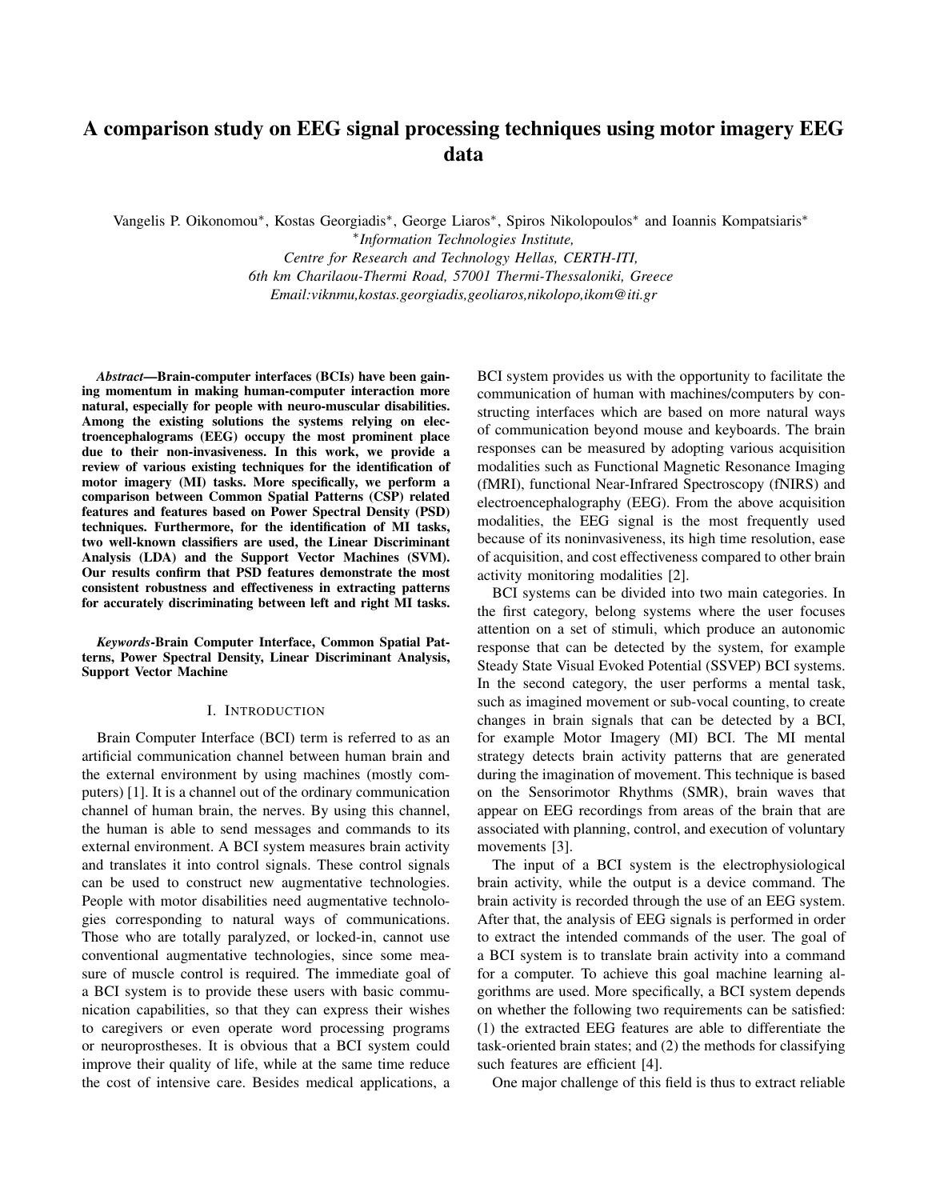# A comparison study on EEG signal processing techniques using motor imagery EEG data

Vangelis P. Oikonomou*, Kostas Georgiadis*, George Liaros*, Spiros Nikolopoulos* and Ioannis Kompatsiaris*

*Information Technologies Institute,
Centre for Research and Technology Hellas, CERTH-ITI,
6th km Charilaou-Thermi Road, 57001 Thermi-Thessaloniki, Greece
Email:viknmu,kostas.georgiadis,geoliaros,nikolopo,ikom@iti.gr

***Abstract*—Brain-computer interfaces (BCIs) have been gaining momentum in making human-computer interaction more natural, especially for people with neuro-muscular disabilities. Among the existing solutions the systems relying on electroencephalograms (EEG) occupy the most prominent place due to their non-invasiveness. In this work, we provide a review of various existing techniques for the identification of motor imagery (MI) tasks. More specifically, we perform a comparison between Common Spatial Patterns (CSP) related features and features based on Power Spectral Density (PSD) techniques. Furthermore, for the identification of MI tasks, two well-known classifiers are used, the Linear Discriminant Analysis (LDA) and the Support Vector Machines (SVM). Our results confirm that PSD features demonstrate the most consistent robustness and effectiveness in extracting patterns for accurately discriminating between left and right MI tasks.**

***Keywords*-Brain Computer Interface, Common Spatial Patterns, Power Spectral Density, Linear Discriminant Analysis, Support Vector Machine**

## I. Introduction

Brain Computer Interface (BCI) term is referred to as an artificial communication channel between human brain and the external environment by using machines (mostly computers) [1]. It is a channel out of the ordinary communication channel of human brain, the nerves. By using this channel, the human is able to send messages and commands to its external environment. A BCI system measures brain activity and translates it into control signals. These control signals can be used to construct new augmentative technologies. People with motor disabilities need augmentative technologies corresponding to natural ways of communications. Those who are totally paralyzed, or locked-in, cannot use conventional augmentative technologies, since some measure of muscle control is required. The immediate goal of a BCI system is to provide these users with basic communication capabilities, so that they can express their wishes to caregivers or even operate word processing programs or neuroprostheses. It is obvious that a BCI system could improve their quality of life, while at the same time reduce the cost of intensive care. Besides medical applications, a BCI system provides us with the opportunity to facilitate the communication of human with machines/computers by constructing interfaces which are based on more natural ways of communication beyond mouse and keyboards. The brain responses can be measured by adopting various acquisition modalities such as Functional Magnetic Resonance Imaging (fMRI), functional Near-Infrared Spectroscopy (fNIRS) and electroencephalography (EEG). From the above acquisition modalities, the EEG signal is the most frequently used because of its noninvasiveness, its high time resolution, ease of acquisition, and cost effectiveness compared to other brain activity monitoring modalities [2].

BCI systems can be divided into two main categories. In the first category, belong systems where the user focuses attention on a set of stimuli, which produce an autonomic response that can be detected by the system, for example Steady State Visual Evoked Potential (SSVEP) BCI systems. In the second category, the user performs a mental task, such as imagined movement or sub-vocal counting, to create changes in brain signals that can be detected by a BCI, for example Motor Imagery (MI) BCI. The MI mental strategy detects brain activity patterns that are generated during the imagination of movement. This technique is based on the Sensorimotor Rhythms (SMR), brain waves that appear on EEG recordings from areas of the brain that are associated with planning, control, and execution of voluntary movements [3].

The input of a BCI system is the electrophysiological brain activity, while the output is a device command. The brain activity is recorded through the use of an EEG system. After that, the analysis of EEG signals is performed in order to extract the intended commands of the user. The goal of a BCI system is to translate brain activity into a command for a computer. To achieve this goal machine learning algorithms are used. More specifically, a BCI system depends on whether the following two requirements can be satisfied: (1) the extracted EEG features are able to differentiate the task-oriented brain states; and (2) the methods for classifying such features are efficient [4].

One major challenge of this field is thus to extract reliable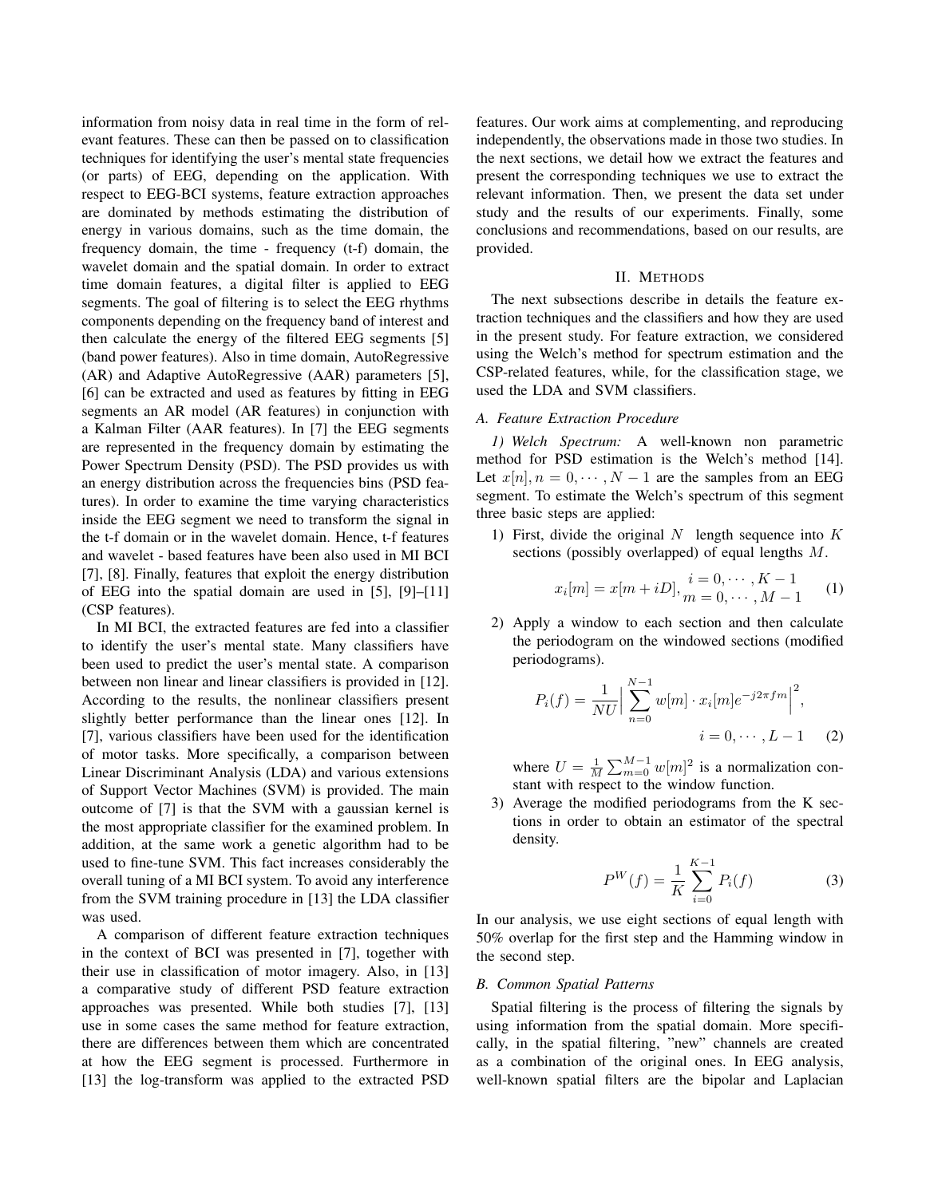information from noisy data in real time in the form of relevant features. These can then be passed on to classification techniques for identifying the user's mental state frequencies (or parts) of EEG, depending on the application. With respect to EEG-BCI systems, feature extraction approaches are dominated by methods estimating the distribution of energy in various domains, such as the time domain, the frequency domain, the time - frequency (t-f) domain, the wavelet domain and the spatial domain. In order to extract time domain features, a digital filter is applied to EEG segments. The goal of filtering is to select the EEG rhythms components depending on the frequency band of interest and then calculate the energy of the filtered EEG segments [5] (band power features). Also in time domain, AutoRegressive (AR) and Adaptive AutoRegressive (AAR) parameters [5], [6] can be extracted and used as features by fitting in EEG segments an AR model (AR features) in conjunction with a Kalman Filter (AAR features). In [7] the EEG segments are represented in the frequency domain by estimating the Power Spectrum Density (PSD). The PSD provides us with an energy distribution across the frequencies bins (PSD features). In order to examine the time varying characteristics inside the EEG segment we need to transform the signal in the t-f domain or in the wavelet domain. Hence, t-f features and wavelet - based features have been also used in MI BCI [7], [8]. Finally, features that exploit the energy distribution of EEG into the spatial domain are used in [5], [9]–[11] (CSP features).

In MI BCI, the extracted features are fed into a classifier to identify the user's mental state. Many classifiers have been used to predict the user's mental state. A comparison between non linear and linear classifiers is provided in [12]. According to the results, the nonlinear classifiers present slightly better performance than the linear ones [12]. In [7], various classifiers have been used for the identification of motor tasks. More specifically, a comparison between Linear Discriminant Analysis (LDA) and various extensions of Support Vector Machines (SVM) is provided. The main outcome of [7] is that the SVM with a gaussian kernel is the most appropriate classifier for the examined problem. In addition, at the same work a genetic algorithm had to be used to fine-tune SVM. This fact increases considerably the overall tuning of a MI BCI system. To avoid any interference from the SVM training procedure in [13] the LDA classifier was used.

A comparison of different feature extraction techniques in the context of BCI was presented in [7], together with their use in classification of motor imagery. Also, in [13] a comparative study of different PSD feature extraction approaches was presented. While both studies [7], [13] use in some cases the same method for feature extraction, there are differences between them which are concentrated at how the EEG segment is processed. Furthermore in [13] the log-transform was applied to the extracted PSD features. Our work aims at complementing, and reproducing independently, the observations made in those two studies. In the next sections, we detail how we extract the features and present the corresponding techniques we use to extract the relevant information. Then, we present the data set under study and the results of our experiments. Finally, some conclusions and recommendations, based on our results, are provided.

## II. Methods

The next subsections describe in details the feature extraction techniques and the classifiers and how they are used in the present study. For feature extraction, we considered using the Welch's method for spectrum estimation and the CSP-related features, while, for the classification stage, we used the LDA and SVM classifiers.

### A. Feature Extraction Procedure

*1) Welch Spectrum:* A well-known non parametric method for PSD estimation is the Welch's method [14]. Let $x[n], n = 0, \cdots, N-1$ are the samples from an EEG segment. To estimate the Welch's spectrum of this segment three basic steps are applied:

1) First, divide the original $N$ length sequence into $K$ sections (possibly overlapped) of equal lengths $M$.

$$x_i[m] = x[m + iD], \begin{matrix} i = 0, \cdots, K-1 \\ m = 0, \cdots, M-1 \end{matrix} \quad (1)$$

2) Apply a window to each section and then calculate the periodogram on the windowed sections (modified periodograms).

$$P_i(f) = \frac{1}{NU} \Big| \sum_{n=0}^{N-1} w[m] \cdot x_i[m] e^{-j2\pi f m} \Big|^2, \quad i = 0, \cdots, L-1 \quad (2)$$

where $U = \frac{1}{M} \sum_{m=0}^{M-1} w[m]^2$ is a normalization constant with respect to the window function.

3) Average the modified periodograms from the K sections in order to obtain an estimator of the spectral density.

$$P^W(f) = \frac{1}{K} \sum_{i=0}^{K-1} P_i(f) \quad (3)$$

In our analysis, we use eight sections of equal length with 50% overlap for the first step and the Hamming window in the second step.

### B. Common Spatial Patterns

Spatial filtering is the process of filtering the signals by using information from the spatial domain. More specifically, in the spatial filtering, "new" channels are created as a combination of the original ones. In EEG analysis, well-known spatial filters are the bipolar and Laplacian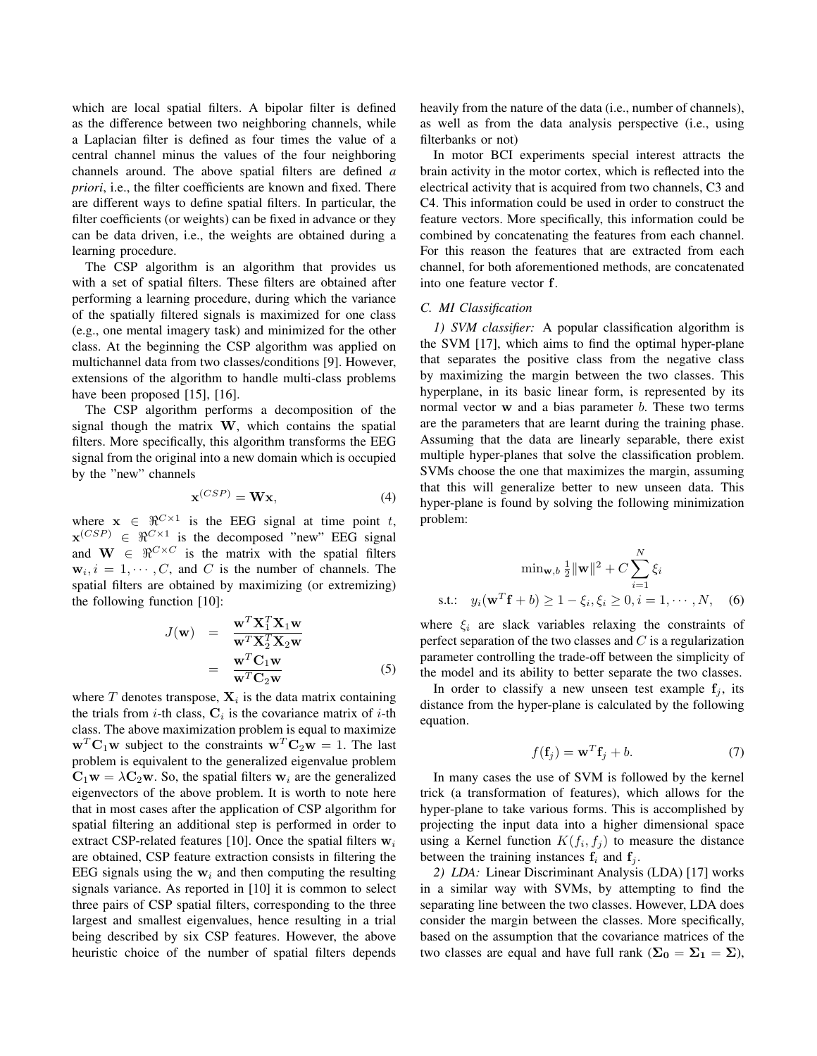which are local spatial filters. A bipolar filter is defined as the difference between two neighboring channels, while a Laplacian filter is defined as four times the value of a central channel minus the values of the four neighboring channels around. The above spatial filters are defined *a priori*, i.e., the filter coefficients are known and fixed. There are different ways to define spatial filters. In particular, the filter coefficients (or weights) can be fixed in advance or they can be data driven, i.e., the weights are obtained during a learning procedure.

The CSP algorithm is an algorithm that provides us with a set of spatial filters. These filters are obtained after performing a learning procedure, during which the variance of the spatially filtered signals is maximized for one class (e.g., one mental imagery task) and minimized for the other class. At the beginning the CSP algorithm was applied on multichannel data from two classes/conditions [9]. However, extensions of the algorithm to handle multi-class problems have been proposed [15], [16].

The CSP algorithm performs a decomposition of the signal though the matrix $\mathbf{W}$, which contains the spatial filters. More specifically, this algorithm transforms the EEG signal from the original into a new domain which is occupied by the "new" channels

$$\mathbf{x}^{(CSP)} = \mathbf{W}\mathbf{x}, \tag{4}$$

where $\mathbf{x} \in \Re^{C \times 1}$ is the EEG signal at time point $t$, $\mathbf{x}^{(CSP)} \in \Re^{C \times 1}$ is the decomposed "new" EEG signal and $\mathbf{W} \in \Re^{C \times C}$ is the matrix with the spatial filters $\mathbf{w}_i, i = 1, \cdots, C$, and $C$ is the number of channels. The spatial filters are obtained by maximizing (or extremizing) the following function [10]:

$$\begin{aligned} J(\mathbf{w}) &= \frac{\mathbf{w}^T \mathbf{X}_1^T \mathbf{X}_1 \mathbf{w}}{\mathbf{w}^T \mathbf{X}_2^T \mathbf{X}_2 \mathbf{w}} \\ &= \frac{\mathbf{w}^T \mathbf{C}_1 \mathbf{w}}{\mathbf{w}^T \mathbf{C}_2 \mathbf{w}} \end{aligned} \tag{5}$$

where $T$ denotes transpose, $\mathbf{X}_i$ is the data matrix containing the trials from $i$-th class, $\mathbf{C}_i$ is the covariance matrix of $i$-th class. The above maximization problem is equal to maximize $\mathbf{w}^T \mathbf{C}_1 \mathbf{w}$ subject to the constraints $\mathbf{w}^T \mathbf{C}_2 \mathbf{w} = 1$. The last problem is equivalent to the generalized eigenvalue problem $\mathbf{C}_1 \mathbf{w} = \lambda \mathbf{C}_2 \mathbf{w}$. So, the spatial filters $\mathbf{w}_i$ are the generalized eigenvectors of the above problem. It is worth to note here that in most cases after the application of CSP algorithm for spatial filtering an additional step is performed in order to extract CSP-related features [10]. Once the spatial filters $\mathbf{w}_i$ are obtained, CSP feature extraction consists in filtering the EEG signals using the $\mathbf{w}_i$ and then computing the resulting signals variance. As reported in [10] it is common to select three pairs of CSP spatial filters, corresponding to the three largest and smallest eigenvalues, hence resulting in a trial being described by six CSP features. However, the above heuristic choice of the number of spatial filters depends heavily from the nature of the data (i.e., number of channels), as well as from the data analysis perspective (i.e., using filterbanks or not)

In motor BCI experiments special interest attracts the brain activity in the motor cortex, which is reflected into the electrical activity that is acquired from two channels, C3 and C4. This information could be used in order to construct the feature vectors. More specifically, this information could be combined by concatenating the features from each channel. For this reason the features that are extracted from each channel, for both aforementioned methods, are concatenated into one feature vector $\mathbf{f}$.

### C. MI Classification

*1) SVM classifier:* A popular classification algorithm is the SVM [17], which aims to find the optimal hyper-plane that separates the positive class from the negative class by maximizing the margin between the two classes. This hyperplane, in its basic linear form, is represented by its normal vector $\mathbf{w}$ and a bias parameter $b$. These two terms are the parameters that are learnt during the training phase. Assuming that the data are linearly separable, there exist multiple hyper-planes that solve the classification problem. SVMs choose the one that maximizes the margin, assuming that this will generalize better to new unseen data. This hyper-plane is found by solving the following minimization problem:

$$\begin{aligned} &\min_{\mathbf{w},b} \tfrac{1}{2}\|\mathbf{w}\|^2 + C\sum_{i=1}^{N} \xi_i \\ &\text{s.t.:} \quad y_i(\mathbf{w}^T \mathbf{f} + b) \geq 1 - \xi_i, \xi_i \geq 0, i = 1, \cdots, N, \end{aligned} \tag{6}$$

where $\xi_i$ are slack variables relaxing the constraints of perfect separation of the two classes and $C$ is a regularization parameter controlling the trade-off between the simplicity of the model and its ability to better separate the two classes.

In order to classify a new unseen test example $\mathbf{f}_j$, its distance from the hyper-plane is calculated by the following equation.

$$f(\mathbf{f}_j) = \mathbf{w}^T \mathbf{f}_j + b. \tag{7}$$

In many cases the use of SVM is followed by the kernel trick (a transformation of features), which allows for the hyper-plane to take various forms. This is accomplished by projecting the input data into a higher dimensional space using a Kernel function $K(f_i, f_j)$ to measure the distance between the training instances $\mathbf{f}_i$ and $\mathbf{f}_j$.

*2) LDA:* Linear Discriminant Analysis (LDA) [17] works in a similar way with SVMs, by attempting to find the separating line between the two classes. However, LDA does consider the margin between the classes. More specifically, based on the assumption that the covariance matrices of the two classes are equal and have full rank ($\mathbf{\Sigma_0} = \mathbf{\Sigma_1} = \mathbf{\Sigma}$),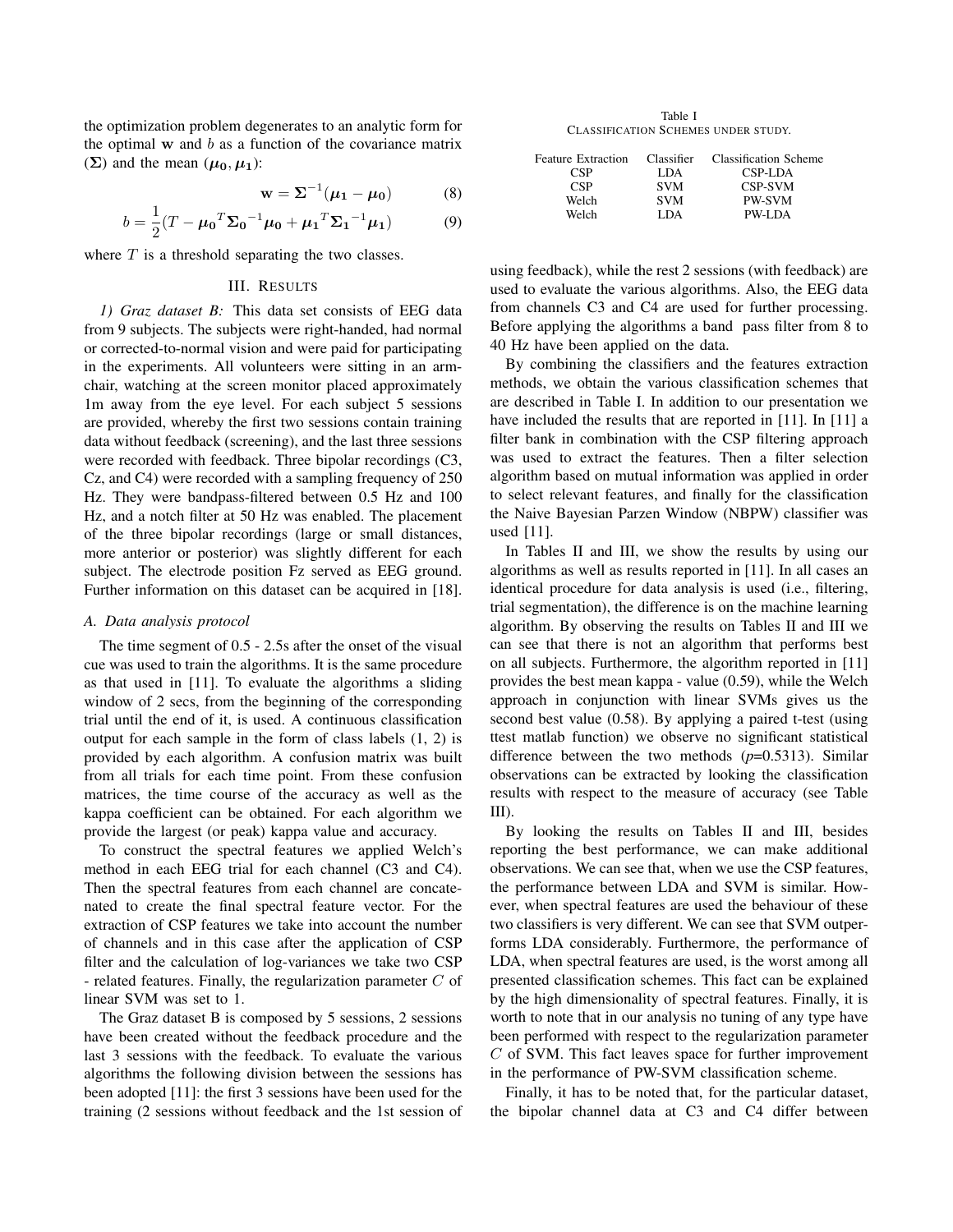the optimization problem degenerates to an analytic form for the optimal $\mathbf{w}$ and $b$ as a function of the covariance matrix ($\mathbf{\Sigma}$) and the mean ($\boldsymbol{\mu_0}, \boldsymbol{\mu_1}$):

$$\mathbf{w} = \mathbf{\Sigma}^{-1}(\boldsymbol{\mu_1} - \boldsymbol{\mu_0}) \tag{8}$$

$$b = \frac{1}{2}(T - \boldsymbol{\mu_0}^T \mathbf{\Sigma_0}^{-1} \boldsymbol{\mu_0} + \boldsymbol{\mu_1}^T \mathbf{\Sigma_1}^{-1} \boldsymbol{\mu_1}) \tag{9}$$

where $T$ is a threshold separating the two classes.

## III. Results

*1) Graz dataset B:* This data set consists of EEG data from 9 subjects. The subjects were right-handed, had normal or corrected-to-normal vision and were paid for participating in the experiments. All volunteers were sitting in an armchair, watching at the screen monitor placed approximately 1m away from the eye level. For each subject 5 sessions are provided, whereby the first two sessions contain training data without feedback (screening), and the last three sessions were recorded with feedback. Three bipolar recordings (C3, Cz, and C4) were recorded with a sampling frequency of 250 Hz. They were bandpass-filtered between 0.5 Hz and 100 Hz, and a notch filter at 50 Hz was enabled. The placement of the three bipolar recordings (large or small distances, more anterior or posterior) was slightly different for each subject. The electrode position Fz served as EEG ground. Further information on this dataset can be acquired in [18].

### A. Data analysis protocol

The time segment of 0.5 - 2.5s after the onset of the visual cue was used to train the algorithms. It is the same procedure as that used in [11]. To evaluate the algorithms a sliding window of 2 secs, from the beginning of the corresponding trial until the end of it, is used. A continuous classification output for each sample in the form of class labels (1, 2) is provided by each algorithm. A confusion matrix was built from all trials for each time point. From these confusion matrices, the time course of the accuracy as well as the kappa coefficient can be obtained. For each algorithm we provide the largest (or peak) kappa value and accuracy.

To construct the spectral features we applied Welch's method in each EEG trial for each channel (C3 and C4). Then the spectral features from each channel are concatenated to create the final spectral feature vector. For the extraction of CSP features we take into account the number of channels and in this case after the application of CSP filter and the calculation of log-variances we take two CSP - related features. Finally, the regularization parameter $C$ of linear SVM was set to 1.

The Graz dataset B is composed by 5 sessions, 2 sessions have been created without the feedback procedure and the last 3 sessions with the feedback. To evaluate the various algorithms the following division between the sessions has been adopted [11]: the first 3 sessions have been used for the training (2 sessions without feedback and the 1st session of using feedback), while the rest 2 sessions (with feedback) are used to evaluate the various algorithms. Also, the EEG data from channels C3 and C4 are used for further processing. Before applying the algorithms a band pass filter from 8 to 40 Hz have been applied on the data.

Table I
Classification Schemes under study.

| Feature Extraction | Classifier | Classification Scheme |
|---|---|---|
| CSP | LDA | CSP-LDA |
| CSP | SVM | CSP-SVM |
| Welch | SVM | PW-SVM |
| Welch | LDA | PW-LDA |

By combining the classifiers and the features extraction methods, we obtain the various classification schemes that are described in Table I. In addition to our presentation we have included the results that are reported in [11]. In [11] a filter bank in combination with the CSP filtering approach was used to extract the features. Then a filter selection algorithm based on mutual information was applied in order to select relevant features, and finally for the classification the Naive Bayesian Parzen Window (NBPW) classifier was used [11].

In Tables II and III, we show the results by using our algorithms as well as results reported in [11]. In all cases an identical procedure for data analysis is used (i.e., filtering, trial segmentation), the difference is on the machine learning algorithm. By observing the results on Tables II and III we can see that there is not an algorithm that performs best on all subjects. Furthermore, the algorithm reported in [11] provides the best mean kappa - value (0.59), while the Welch approach in conjunction with linear SVMs gives us the second best value (0.58). By applying a paired t-test (using ttest matlab function) we observe no significant statistical difference between the two methods ($p$=0.5313). Similar observations can be extracted by looking the classification results with respect to the measure of accuracy (see Table III).

By looking the results on Tables II and III, besides reporting the best performance, we can make additional observations. We can see that, when we use the CSP features, the performance between LDA and SVM is similar. However, when spectral features are used the behaviour of these two classifiers is very different. We can see that SVM outperforms LDA considerably. Furthermore, the performance of LDA, when spectral features are used, is the worst among all presented classification schemes. This fact can be explained by the high dimensionality of spectral features. Finally, it is worth to note that in our analysis no tuning of any type have been performed with respect to the regularization parameter $C$ of SVM. This fact leaves space for further improvement in the performance of PW-SVM classification scheme.

Finally, it has to be noted that, for the particular dataset, the bipolar channel data at C3 and C4 differ between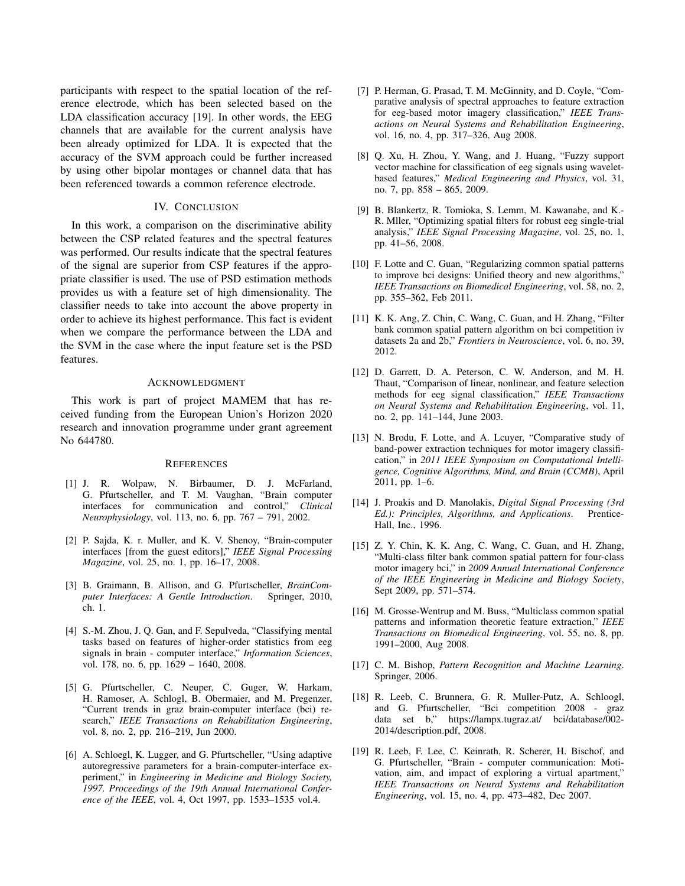participants with respect to the spatial location of the reference electrode, which has been selected based on the LDA classification accuracy [19]. In other words, the EEG channels that are available for the current analysis have been already optimized for LDA. It is expected that the accuracy of the SVM approach could be further increased by using other bipolar montages or channel data that has been referenced towards a common reference electrode.

## IV. Conclusion

In this work, a comparison on the discriminative ability between the CSP related features and the spectral features was performed. Our results indicate that the spectral features of the signal are superior from CSP features if the appropriate classifier is used. The use of PSD estimation methods provides us with a feature set of high dimensionality. The classifier needs to take into account the above property in order to achieve its highest performance. This fact is evident when we compare the performance between the LDA and the SVM in the case where the input feature set is the PSD features.

## Acknowledgment

This work is part of project MAMEM that has received funding from the European Union's Horizon 2020 research and innovation programme under grant agreement No 644780.

## References

[1] J. R. Wolpaw, N. Birbaumer, D. J. McFarland, G. Pfurtscheller, and T. M. Vaughan, "Brain computer interfaces for communication and control," *Clinical Neurophysiology*, vol. 113, no. 6, pp. 767 – 791, 2002.

[2] P. Sajda, K. r. Muller, and K. V. Shenoy, "Brain-computer interfaces [from the guest editors]," *IEEE Signal Processing Magazine*, vol. 25, no. 1, pp. 16–17, 2008.

[3] B. Graimann, B. Allison, and G. Pfurtscheller, *BrainComputer Interfaces: A Gentle Introduction*. Springer, 2010, ch. 1.

[4] S.-M. Zhou, J. Q. Gan, and F. Sepulveda, "Classifying mental tasks based on features of higher-order statistics from eeg signals in brain - computer interface," *Information Sciences*, vol. 178, no. 6, pp. 1629 – 1640, 2008.

[5] G. Pfurtscheller, C. Neuper, C. Guger, W. Harkam, H. Ramoser, A. Schlogl, B. Obermaier, and M. Pregenzer, "Current trends in graz brain-computer interface (bci) research," *IEEE Transactions on Rehabilitation Engineering*, vol. 8, no. 2, pp. 216–219, Jun 2000.

[6] A. Schloegl, K. Lugger, and G. Pfurtscheller, "Using adaptive autoregressive parameters for a brain-computer-interface experiment," in *Engineering in Medicine and Biology Society, 1997. Proceedings of the 19th Annual International Conference of the IEEE*, vol. 4, Oct 1997, pp. 1533–1535 vol.4.

[7] P. Herman, G. Prasad, T. M. McGinnity, and D. Coyle, "Comparative analysis of spectral approaches to feature extraction for eeg-based motor imagery classification," *IEEE Transactions on Neural Systems and Rehabilitation Engineering*, vol. 16, no. 4, pp. 317–326, Aug 2008.

[8] Q. Xu, H. Zhou, Y. Wang, and J. Huang, "Fuzzy support vector machine for classification of eeg signals using wavelet-based features," *Medical Engineering and Physics*, vol. 31, no. 7, pp. 858 – 865, 2009.

[9] B. Blankertz, R. Tomioka, S. Lemm, M. Kawanabe, and K.-R. Mller, "Optimizing spatial filters for robust eeg single-trial analysis," *IEEE Signal Processing Magazine*, vol. 25, no. 1, pp. 41–56, 2008.

[10] F. Lotte and C. Guan, "Regularizing common spatial patterns to improve bci designs: Unified theory and new algorithms," *IEEE Transactions on Biomedical Engineering*, vol. 58, no. 2, pp. 355–362, Feb 2011.

[11] K. K. Ang, Z. Chin, C. Wang, C. Guan, and H. Zhang, "Filter bank common spatial pattern algorithm on bci competition iv datasets 2a and 2b," *Frontiers in Neuroscience*, vol. 6, no. 39, 2012.

[12] D. Garrett, D. A. Peterson, C. W. Anderson, and M. H. Thaut, "Comparison of linear, nonlinear, and feature selection methods for eeg signal classification," *IEEE Transactions on Neural Systems and Rehabilitation Engineering*, vol. 11, no. 2, pp. 141–144, June 2003.

[13] N. Brodu, F. Lotte, and A. Lcuyer, "Comparative study of band-power extraction techniques for motor imagery classification," in *2011 IEEE Symposium on Computational Intelligence, Cognitive Algorithms, Mind, and Brain (CCMB)*, April 2011, pp. 1–6.

[14] J. Proakis and D. Manolakis, *Digital Signal Processing (3rd Ed.): Principles, Algorithms, and Applications*. Prentice-Hall, Inc., 1996.

[15] Z. Y. Chin, K. K. Ang, C. Wang, C. Guan, and H. Zhang, "Multi-class filter bank common spatial pattern for four-class motor imagery bci," in *2009 Annual International Conference of the IEEE Engineering in Medicine and Biology Society*, Sept 2009, pp. 571–574.

[16] M. Grosse-Wentrup and M. Buss, "Multiclass common spatial patterns and information theoretic feature extraction," *IEEE Transactions on Biomedical Engineering*, vol. 55, no. 8, pp. 1991–2000, Aug 2008.

[17] C. M. Bishop, *Pattern Recognition and Machine Learning*. Springer, 2006.

[18] R. Leeb, C. Brunnera, G. R. Muller-Putz, A. Schloogl, and G. Pfurtscheller, "Bci competition 2008 - graz data set b," https://lampx.tugraz.at/ bci/database/002-2014/description.pdf, 2008.

[19] R. Leeb, F. Lee, C. Keinrath, R. Scherer, H. Bischof, and G. Pfurtscheller, "Brain - computer communication: Motivation, aim, and impact of exploring a virtual apartment," *IEEE Transactions on Neural Systems and Rehabilitation Engineering*, vol. 15, no. 4, pp. 473–482, Dec 2007.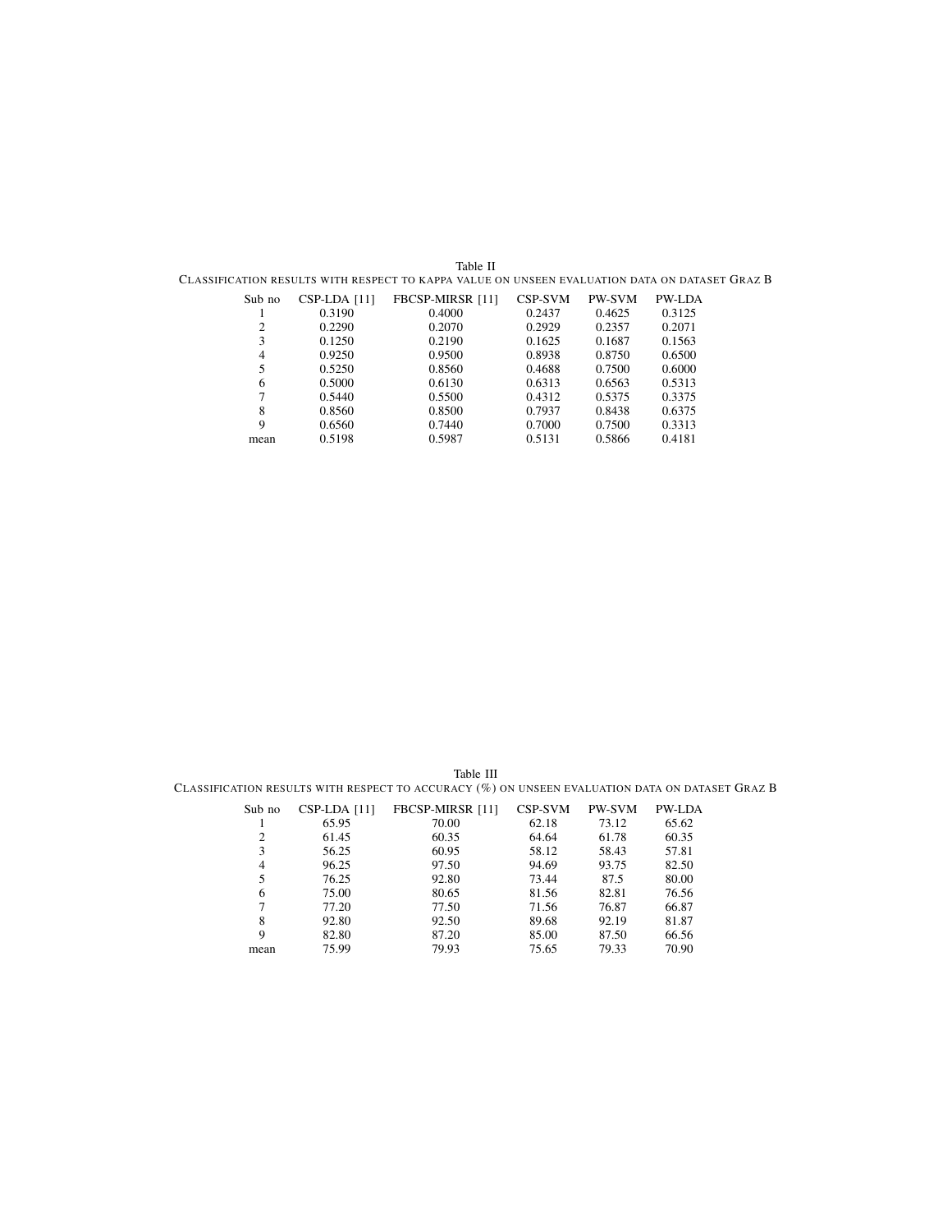Table II

CLASSIFICATION RESULTS WITH RESPECT TO KAPPA VALUE ON UNSEEN EVALUATION DATA ON DATASET GRAZ B

| Sub no | CSP-LDA [11] | FBCSP-MIRSR [11] | CSP-SVM | PW-SVM | PW-LDA |
|---|---|---|---|---|---|
| 1 | 0.3190 | 0.4000 | 0.2437 | 0.4625 | 0.3125 |
| 2 | 0.2290 | 0.2070 | 0.2929 | 0.2357 | 0.2071 |
| 3 | 0.1250 | 0.2190 | 0.1625 | 0.1687 | 0.1563 |
| 4 | 0.9250 | 0.9500 | 0.8938 | 0.8750 | 0.6500 |
| 5 | 0.5250 | 0.8560 | 0.4688 | 0.7500 | 0.6000 |
| 6 | 0.5000 | 0.6130 | 0.6313 | 0.6563 | 0.5313 |
| 7 | 0.5440 | 0.5500 | 0.4312 | 0.5375 | 0.3375 |
| 8 | 0.8560 | 0.8500 | 0.7937 | 0.8438 | 0.6375 |
| 9 | 0.6560 | 0.7440 | 0.7000 | 0.7500 | 0.3313 |
| mean | 0.5198 | 0.5987 | 0.5131 | 0.5866 | 0.4181 |

Table III

CLASSIFICATION RESULTS WITH RESPECT TO ACCURACY (%) ON UNSEEN EVALUATION DATA ON DATASET GRAZ B

| Sub no | CSP-LDA [11] | FBCSP-MIRSR [11] | CSP-SVM | PW-SVM | PW-LDA |
|---|---|---|---|---|---|
| 1 | 65.95 | 70.00 | 62.18 | 73.12 | 65.62 |
| 2 | 61.45 | 60.35 | 64.64 | 61.78 | 60.35 |
| 3 | 56.25 | 60.95 | 58.12 | 58.43 | 57.81 |
| 4 | 96.25 | 97.50 | 94.69 | 93.75 | 82.50 |
| 5 | 76.25 | 92.80 | 73.44 | 87.5 | 80.00 |
| 6 | 75.00 | 80.65 | 81.56 | 82.81 | 76.56 |
| 7 | 77.20 | 77.50 | 71.56 | 76.87 | 66.87 |
| 8 | 92.80 | 92.50 | 89.68 | 92.19 | 81.87 |
| 9 | 82.80 | 87.20 | 85.00 | 87.50 | 66.56 |
| mean | 75.99 | 79.93 | 75.65 | 79.33 | 70.90 |